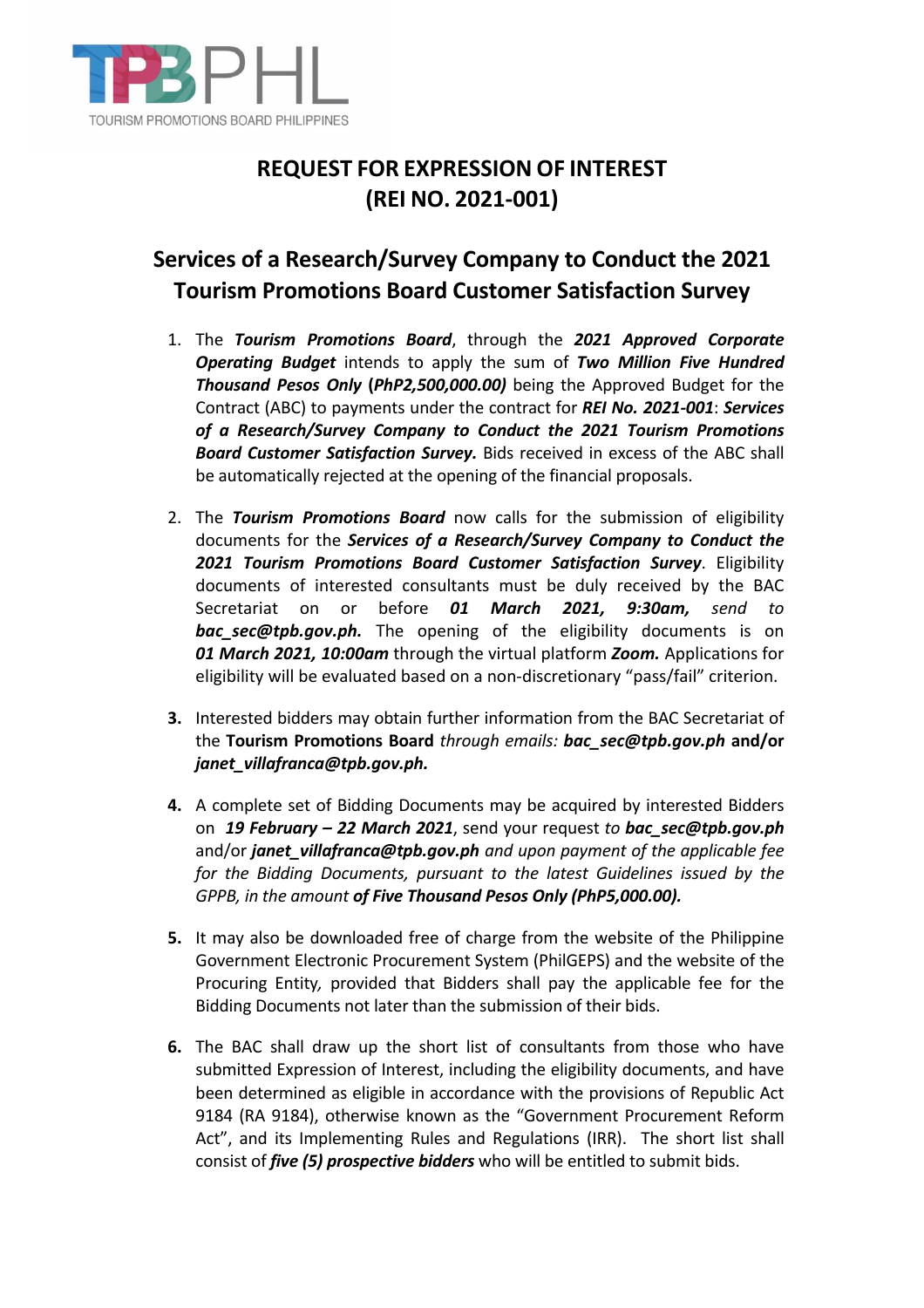TPBPHL
TOURISM PROMOTIONS BOARD PHILIPPINES

# REQUEST FOR EXPRESSION OF INTEREST (REI NO. 2021-001)

## Services of a Research/Survey Company to Conduct the 2021 Tourism Promotions Board Customer Satisfaction Survey

1. The ***Tourism Promotions Board***, through the ***2021 Approved Corporate Operating Budget*** intends to apply the sum of ***Two Million Five Hundred Thousand Pesos Only*** **(*PhP2,500,000.00)*** being the Approved Budget for the Contract (ABC) to payments under the contract for ***REI No. 2021-001***: ***Services of a Research/Survey Company to Conduct the 2021 Tourism Promotions Board Customer Satisfaction Survey.*** Bids received in excess of the ABC shall be automatically rejected at the opening of the financial proposals.

2. The ***Tourism Promotions Board*** now calls for the submission of eligibility documents for the ***Services of a Research/Survey Company to Conduct the 2021 Tourism Promotions Board Customer Satisfaction Survey***. Eligibility documents of interested consultants must be duly received by the BAC Secretariat on or before ***01 March 2021, 9:30am,*** *send to* ***bac_sec@tpb.gov.ph.*** The opening of the eligibility documents is on ***01 March 2021, 10:00am*** through the virtual platform ***Zoom.*** Applications for eligibility will be evaluated based on a non-discretionary "pass/fail" criterion.

3. Interested bidders may obtain further information from the BAC Secretariat of the **Tourism Promotions Board** *through emails:* ***bac_sec@tpb.gov.ph*** **and/or** ***janet_villafranca@tpb.gov.ph.***

4. A complete set of Bidding Documents may be acquired by interested Bidders on ***19 February – 22 March 2021***, send your request *to* ***bac_sec@tpb.gov.ph*** and/or ***janet_villafranca@tpb.gov.ph*** *and upon payment of the applicable fee for the Bidding Documents, pursuant to the latest Guidelines issued by the GPPB, in the amount* ***of Five Thousand Pesos Only (PhP5,000.00).***

5. It may also be downloaded free of charge from the website of the Philippine Government Electronic Procurement System (PhilGEPS) and the website of the Procuring Entity*,* provided that Bidders shall pay the applicable fee for the Bidding Documents not later than the submission of their bids.

6. The BAC shall draw up the short list of consultants from those who have submitted Expression of Interest, including the eligibility documents, and have been determined as eligible in accordance with the provisions of Republic Act 9184 (RA 9184), otherwise known as the "Government Procurement Reform Act", and its Implementing Rules and Regulations (IRR). The short list shall consist of ***five (5) prospective bidders*** who will be entitled to submit bids.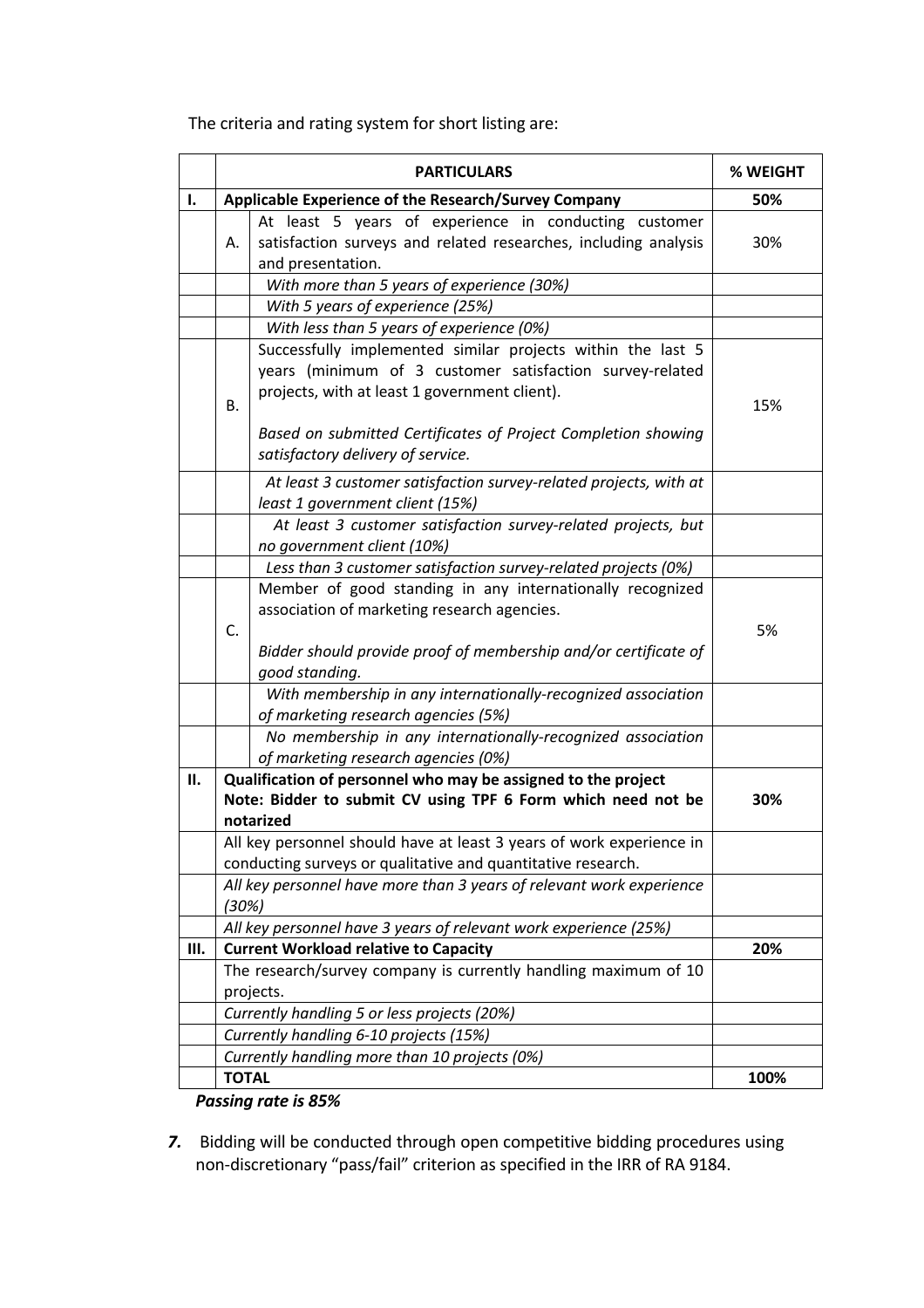The criteria and rating system for short listing are:

| | | PARTICULARS | % WEIGHT |
|---|---|---|---|
| **I.** | **Applicable Experience of the Research/Survey Company** | | **50%** |
| | A. | At least 5 years of experience in conducting customer satisfaction surveys and related researches, including analysis and presentation. | 30% |
| | | *With more than 5 years of experience (30%)* | |
| | | *With 5 years of experience (25%)* | |
| | | *With less than 5 years of experience (0%)* | |
| | B. | Successfully implemented similar projects within the last 5 years (minimum of 3 customer satisfaction survey-related projects, with at least 1 government client).<br><br>*Based on submitted Certificates of Project Completion showing satisfactory delivery of service.* | 15% |
| | | *At least 3 customer satisfaction survey-related projects, with at least 1 government client (15%)* | |
| | | *At least 3 customer satisfaction survey-related projects, but no government client (10%)* | |
| | | *Less than 3 customer satisfaction survey-related projects (0%)* | |
| | C. | Member of good standing in any internationally recognized association of marketing research agencies.<br><br>*Bidder should provide proof of membership and/or certificate of good standing.* | 5% |
| | | *With membership in any internationally-recognized association of marketing research agencies (5%)* | |
| | | *No membership in any internationally-recognized association of marketing research agencies (0%)* | |
| **II.** | **Qualification of personnel who may be assigned to the project**<br>**Note: Bidder to submit CV using TPF 6 Form which need not be notarized** | | **30%** |
| | All key personnel should have at least 3 years of work experience in conducting surveys or qualitative and quantitative research. | | |
| | *All key personnel have more than 3 years of relevant work experience (30%)* | | |
| | *All key personnel have 3 years of relevant work experience (25%)* | | |
| **III.** | **Current Workload relative to Capacity** | | **20%** |
| | The research/survey company is currently handling maximum of 10 projects. | | |
| | *Currently handling 5 or less projects (20%)* | | |
| | *Currently handling 6-10 projects (15%)* | | |
| | *Currently handling more than 10 projects (0%)* | | |
| | **TOTAL** | | **100%** |

***Passing rate is 85%***

***7.*** Bidding will be conducted through open competitive bidding procedures using non-discretionary "pass/fail" criterion as specified in the IRR of RA 9184.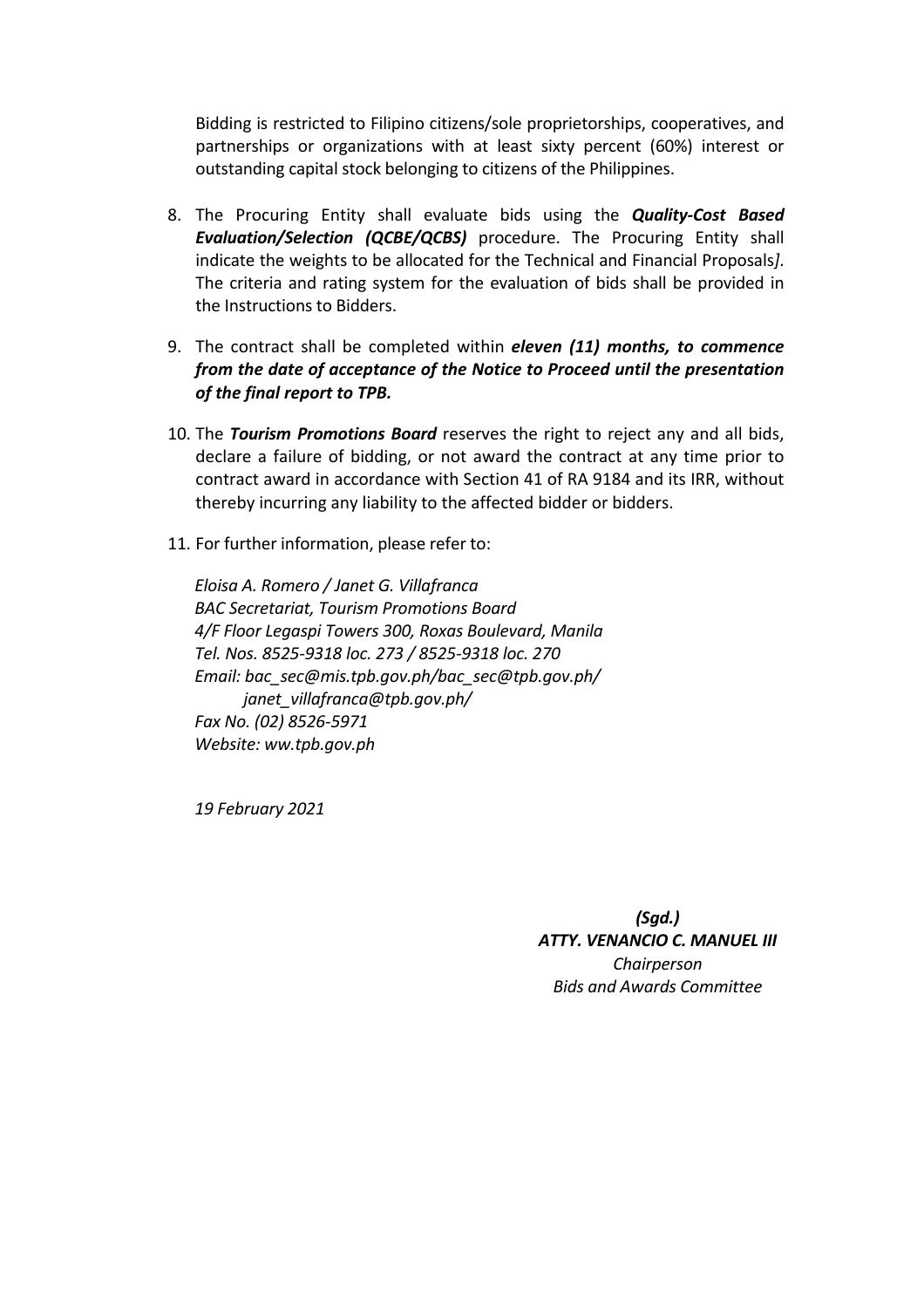Bidding is restricted to Filipino citizens/sole proprietorships, cooperatives, and partnerships or organizations with at least sixty percent (60%) interest or outstanding capital stock belonging to citizens of the Philippines.

8. The Procuring Entity shall evaluate bids using the ***Quality-Cost Based Evaluation/Selection (QCBE/QCBS)*** procedure. The Procuring Entity shall indicate the weights to be allocated for the Technical and Financial Proposals*]*. The criteria and rating system for the evaluation of bids shall be provided in the Instructions to Bidders.

9. The contract shall be completed within ***eleven (11) months, to commence from the date of acceptance of the Notice to Proceed until the presentation of the final report to TPB.***

10. The ***Tourism Promotions Board*** reserves the right to reject any and all bids, declare a failure of bidding, or not award the contract at any time prior to contract award in accordance with Section 41 of RA 9184 and its IRR, without thereby incurring any liability to the affected bidder or bidders.

11. For further information, please refer to:

    *Eloisa A. Romero / Janet G. Villafranca*
    *BAC Secretariat, Tourism Promotions Board*
    *4/F Floor Legaspi Towers 300, Roxas Boulevard, Manila*
    *Tel. Nos. 8525-9318 loc. 273 / 8525-9318 loc. 270*
    *Email: bac_sec@mis.tpb.gov.ph/bac_sec@tpb.gov.ph/*
    *janet_villafranca@tpb.gov.ph/*
    *Fax No. (02) 8526-5971*
    *Website: ww.tpb.gov.ph*

    *19 February 2021*

***(Sgd.)***
***ATTY. VENANCIO C. MANUEL III***
*Chairperson*
*Bids and Awards Committee*